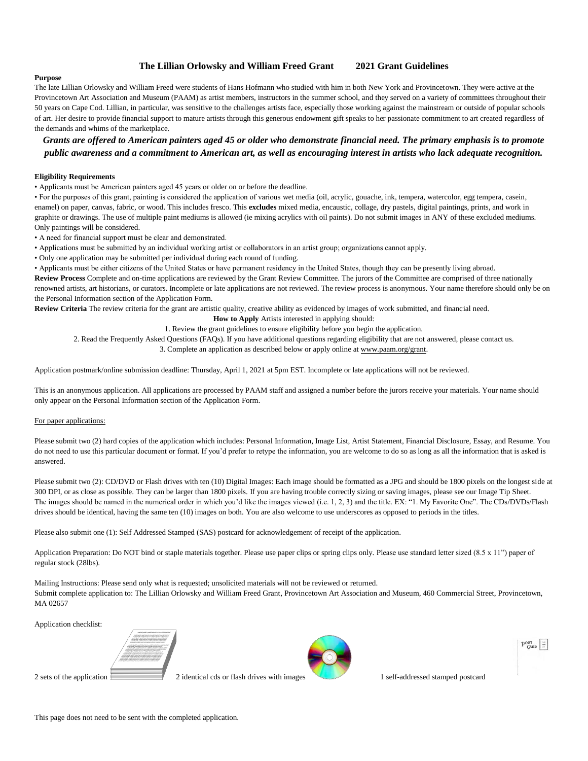## The Lillian Orlowsky and William Freed Grant 2021 Grant Guidelines

**Purpose**

The late Lillian Orlowsky and William Freed were students of Hans Hofmann who studied with him in both New York and Provincetown. They were active at the Provincetown Art Association and Museum (PAAM) as artist members, instructors in the summer school, and they served on a variety of committees throughout their 50 years on Cape Cod. Lillian, in particular, was sensitive to the challenges artists face, especially those working against the mainstream or outside of popular schools of art. Her desire to provide financial support to mature artists through this generous endowment gift speaks to her passionate commitment to art created regardless of the demands and whims of the marketplace.

***Grants are offered to American painters aged 45 or older who demonstrate financial need. The primary emphasis is to promote public awareness and a commitment to American art, as well as encouraging interest in artists who lack adequate recognition.***

**Eligibility Requirements**

- Applicants must be American painters aged 45 years or older on or before the deadline.
- For the purposes of this grant, painting is considered the application of various wet media (oil, acrylic, gouache, ink, tempera, watercolor, egg tempera, casein, enamel) on paper, canvas, fabric, or wood. This includes fresco. This **excludes** mixed media, encaustic, collage, dry pastels, digital paintings, prints, and work in graphite or drawings. The use of multiple paint mediums is allowed (ie mixing acrylics with oil paints). Do not submit images in ANY of these excluded mediums. Only paintings will be considered.
- A need for financial support must be clear and demonstrated.
- Applications must be submitted by an individual working artist or collaborators in an artist group; organizations cannot apply.
- Only one application may be submitted per individual during each round of funding.
- Applicants must be either citizens of the United States or have permanent residency in the United States, though they can be presently living abroad.

**Review Process** Complete and on-time applications are reviewed by the Grant Review Committee. The jurors of the Committee are comprised of three nationally renowned artists, art historians, or curators. Incomplete or late applications are not reviewed. The review process is anonymous. Your name therefore should only be on the Personal Information section of the Application Form.

**Review Criteria** The review criteria for the grant are artistic quality, creative ability as evidenced by images of work submitted, and financial need.

**How to Apply** Artists interested in applying should:

1. Review the grant guidelines to ensure eligibility before you begin the application.
2. Read the Frequently Asked Questions (FAQs). If you have additional questions regarding eligibility that are not answered, please contact us.
3. Complete an application as described below or apply online at www.paam.org/grant.

Application postmark/online submission deadline: Thursday, April 1, 2021 at 5pm EST. Incomplete or late applications will not be reviewed.

This is an anonymous application. All applications are processed by PAAM staff and assigned a number before the jurors receive your materials. Your name should only appear on the Personal Information section of the Application Form.

For paper applications:

Please submit two (2) hard copies of the application which includes: Personal Information, Image List, Artist Statement, Financial Disclosure, Essay, and Resume. You do not need to use this particular document or format. If you'd prefer to retype the information, you are welcome to do so as long as all the information that is asked is answered.

Please submit two (2): CD/DVD or Flash drives with ten (10) Digital Images: Each image should be formatted as a JPG and should be 1800 pixels on the longest side at 300 DPI, or as close as possible. They can be larger than 1800 pixels. If you are having trouble correctly sizing or saving images, please see our Image Tip Sheet. The images should be named in the numerical order in which you'd like the images viewed (i.e. 1, 2, 3) and the title. EX: "1. My Favorite One". The CDs/DVDs/Flash drives should be identical, having the same ten (10) images on both. You are also welcome to use underscores as opposed to periods in the titles.

Please also submit one (1): Self Addressed Stamped (SAS) postcard for acknowledgement of receipt of the application.

Application Preparation: Do NOT bind or staple materials together. Please use paper clips or spring clips only. Please use standard letter sized (8.5 x 11") paper of regular stock (28lbs).

Mailing Instructions: Please send only what is requested; unsolicited materials will not be reviewed or returned.
Submit complete application to: The Lillian Orlowsky and William Freed Grant, Provincetown Art Association and Museum, 460 Commercial Street, Provincetown, MA 02657

Application checklist:

2 sets of the application — 2 identical cds or flash drives with images — 1 self-addressed stamped postcard

This page does not need to be sent with the completed application.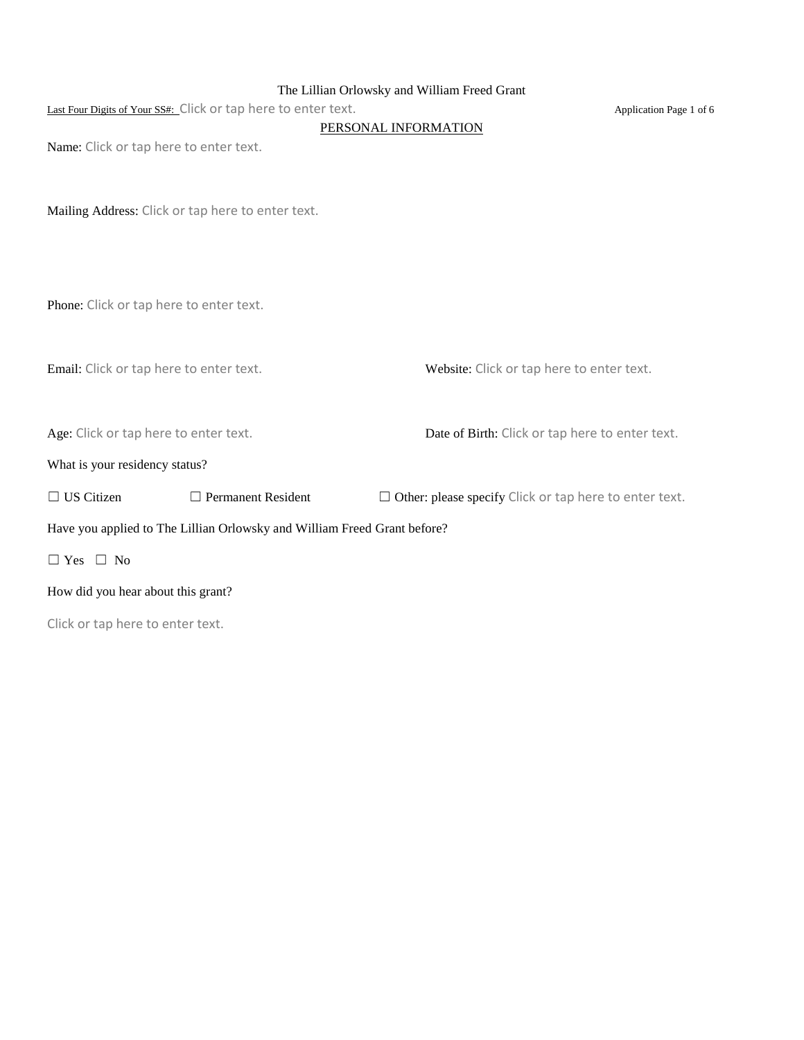The Lillian Orlowsky and William Freed Grant

Last Four Digits of Your SS#: Click or tap here to enter text.

## PERSONAL INFORMATION

Name: Click or tap here to enter text.

Mailing Address: Click or tap here to enter text.

Phone: Click or tap here to enter text.

Email: Click or tap here to enter text.

Website: Click or tap here to enter text.

Age: Click or tap here to enter text.

Date of Birth: Click or tap here to enter text.

What is your residency status?

☐ US Citizen ☐ Permanent Resident ☐ Other: please specify Click or tap here to enter text.

Have you applied to The Lillian Orlowsky and William Freed Grant before?

☐ Yes ☐ No

How did you hear about this grant?

Click or tap here to enter text.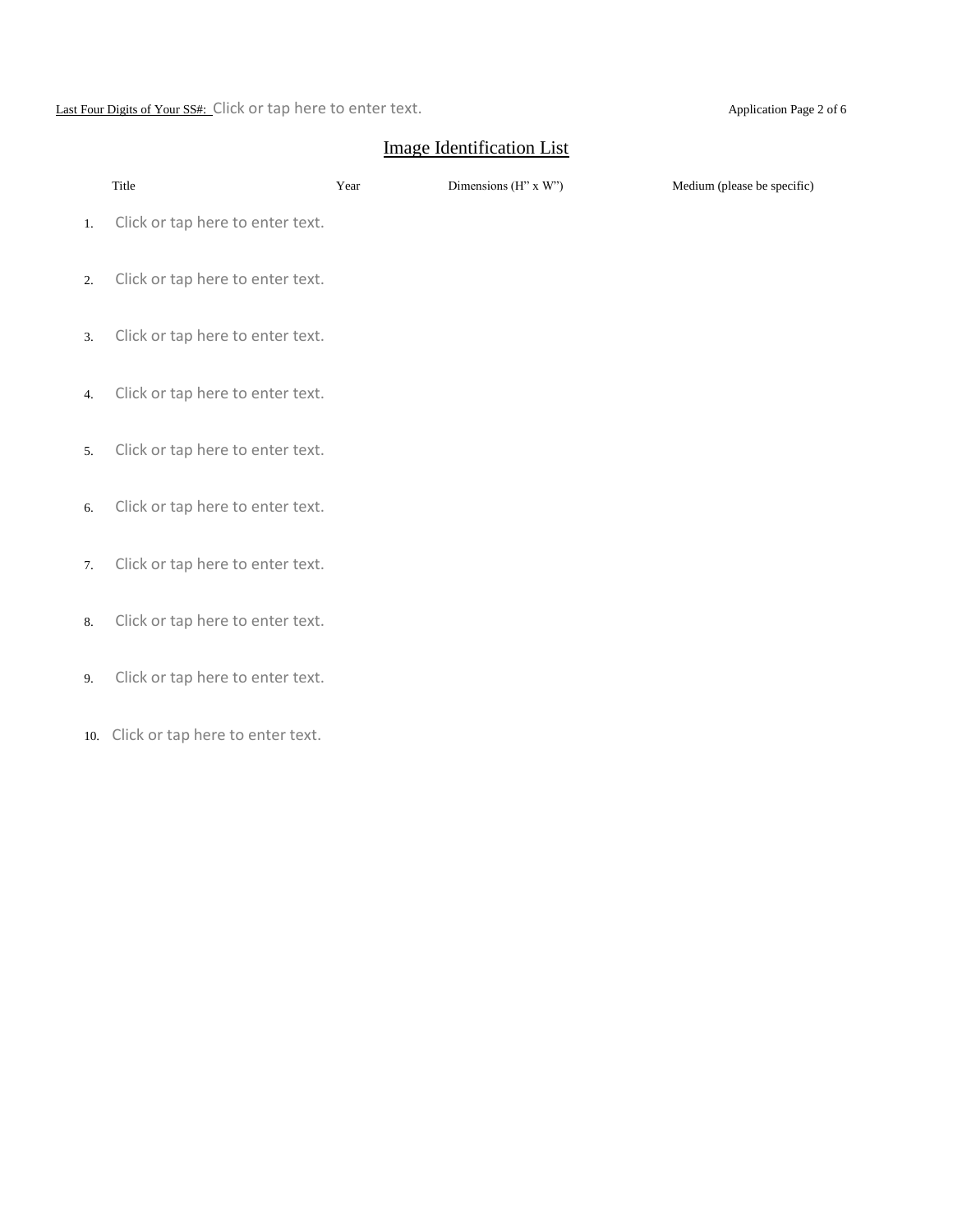Last Four Digits of Your SS#: Click or tap here to enter text.

## Image Identification List

| | Title | Year | Dimensions (H" x W") | Medium (please be specific) |
|---|---|---|---|---|
| 1. | Click or tap here to enter text. | | | |
| 2. | Click or tap here to enter text. | | | |
| 3. | Click or tap here to enter text. | | | |
| 4. | Click or tap here to enter text. | | | |
| 5. | Click or tap here to enter text. | | | |
| 6. | Click or tap here to enter text. | | | |
| 7. | Click or tap here to enter text. | | | |
| 8. | Click or tap here to enter text. | | | |
| 9. | Click or tap here to enter text. | | | |
| 10. | Click or tap here to enter text. | | | |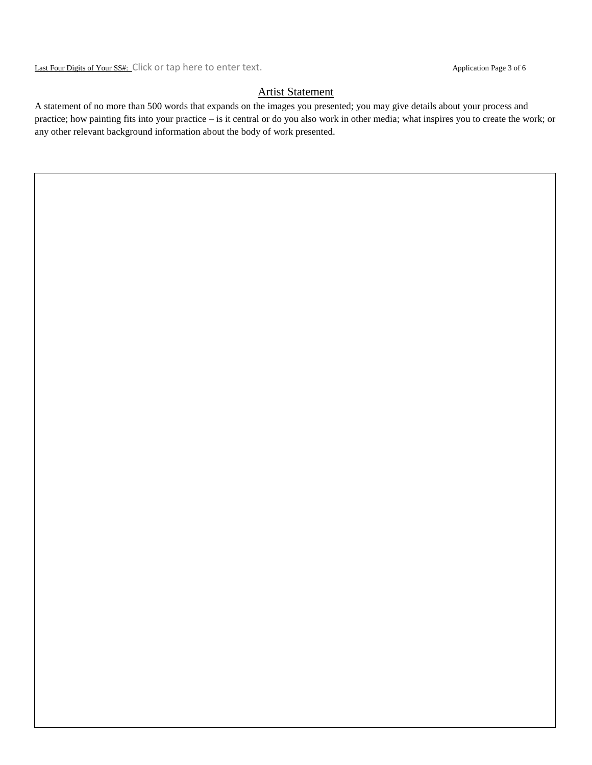Last Four Digits of Your SS#: Click or tap here to enter text.

## Artist Statement

A statement of no more than 500 words that expands on the images you presented; you may give details about your process and practice; how painting fits into your practice – is it central or do you also work in other media; what inspires you to create the work; or any other relevant background information about the body of work presented.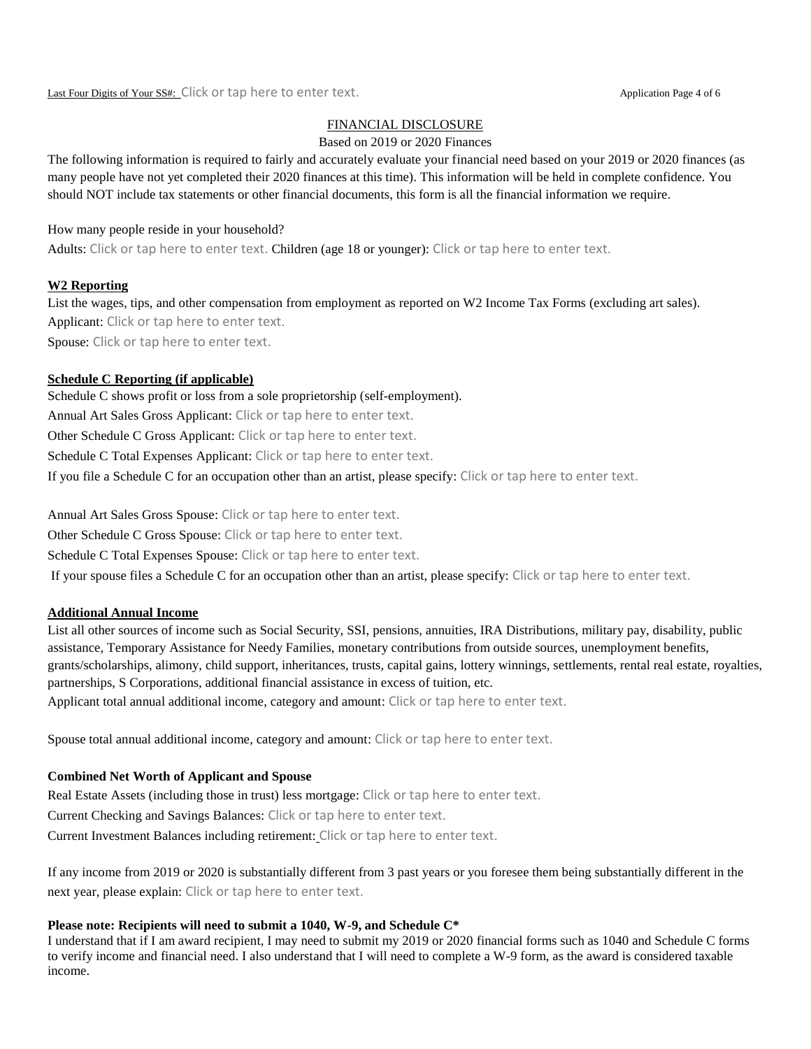Last Four Digits of Your SS#: Click or tap here to enter text.

## FINANCIAL DISCLOSURE

Based on 2019 or 2020 Finances

The following information is required to fairly and accurately evaluate your financial need based on your 2019 or 2020 finances (as many people have not yet completed their 2020 finances at this time). This information will be held in complete confidence. You should NOT include tax statements or other financial documents, this form is all the financial information we require.

How many people reside in your household?

Adults: Click or tap here to enter text. Children (age 18 or younger): Click or tap here to enter text.

**W2 Reporting**

List the wages, tips, and other compensation from employment as reported on W2 Income Tax Forms (excluding art sales).

Applicant: Click or tap here to enter text.

Spouse: Click or tap here to enter text.

**Schedule C Reporting (if applicable)**

Schedule C shows profit or loss from a sole proprietorship (self-employment).

Annual Art Sales Gross Applicant: Click or tap here to enter text.

Other Schedule C Gross Applicant: Click or tap here to enter text.

Schedule C Total Expenses Applicant: Click or tap here to enter text.

If you file a Schedule C for an occupation other than an artist, please specify: Click or tap here to enter text.

Annual Art Sales Gross Spouse: Click or tap here to enter text.

Other Schedule C Gross Spouse: Click or tap here to enter text.

Schedule C Total Expenses Spouse: Click or tap here to enter text.

If your spouse files a Schedule C for an occupation other than an artist, please specify: Click or tap here to enter text.

**Additional Annual Income**

List all other sources of income such as Social Security, SSI, pensions, annuities, IRA Distributions, military pay, disability, public assistance, Temporary Assistance for Needy Families, monetary contributions from outside sources, unemployment benefits, grants/scholarships, alimony, child support, inheritances, trusts, capital gains, lottery winnings, settlements, rental real estate, royalties, partnerships, S Corporations, additional financial assistance in excess of tuition, etc.

Applicant total annual additional income, category and amount: Click or tap here to enter text.

Spouse total annual additional income, category and amount: Click or tap here to enter text.

**Combined Net Worth of Applicant and Spouse**

Real Estate Assets (including those in trust) less mortgage: Click or tap here to enter text.

Current Checking and Savings Balances: Click or tap here to enter text.

Current Investment Balances including retirement: Click or tap here to enter text.

If any income from 2019 or 2020 is substantially different from 3 past years or you foresee them being substantially different in the next year, please explain: Click or tap here to enter text.

**Please note: Recipients will need to submit a 1040, W-9, and Schedule C***

I understand that if I am award recipient, I may need to submit my 2019 or 2020 financial forms such as 1040 and Schedule C forms to verify income and financial need. I also understand that I will need to complete a W-9 form, as the award is considered taxable income.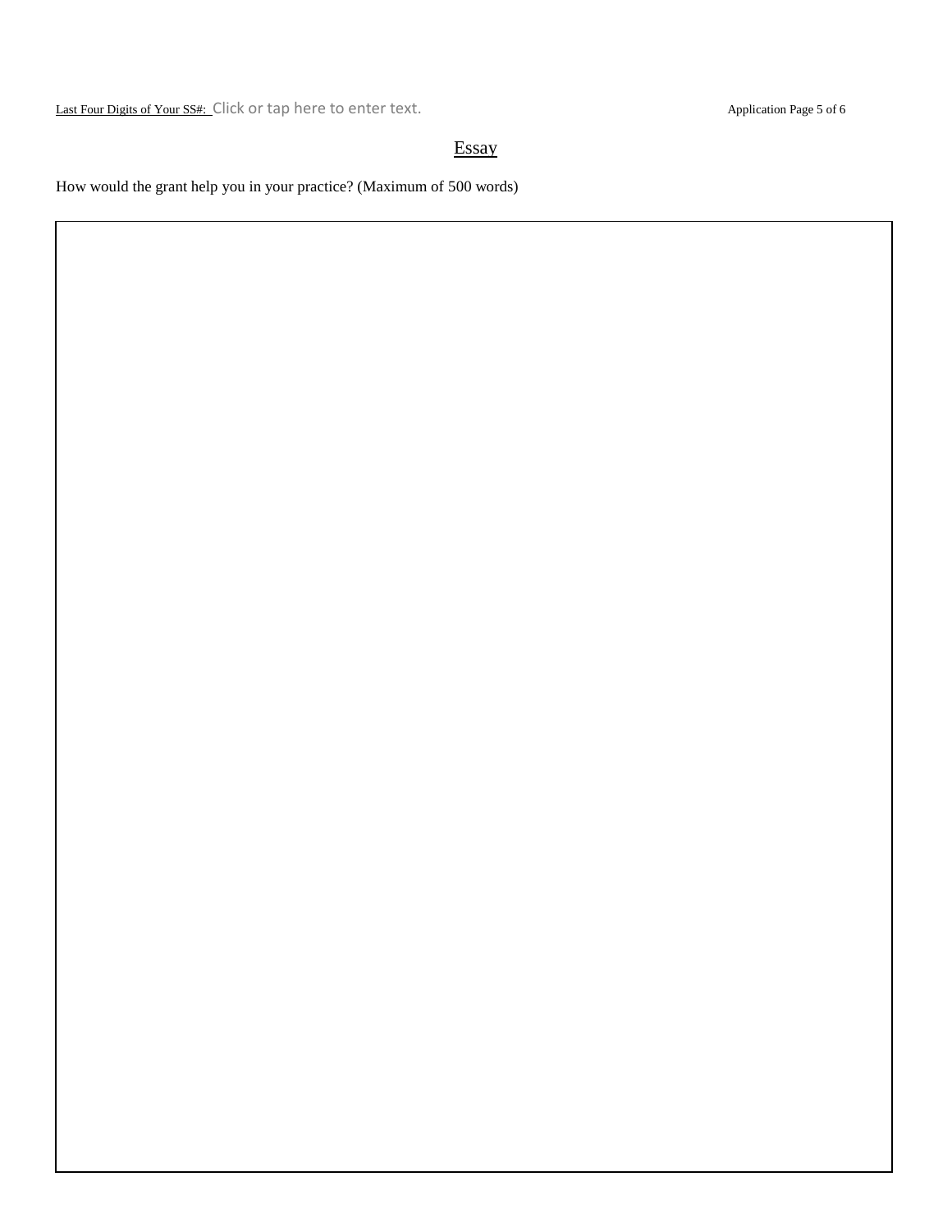Last Four Digits of Your SS#: Click or tap here to enter text.

## Essay

How would the grant help you in your practice? (Maximum of 500 words)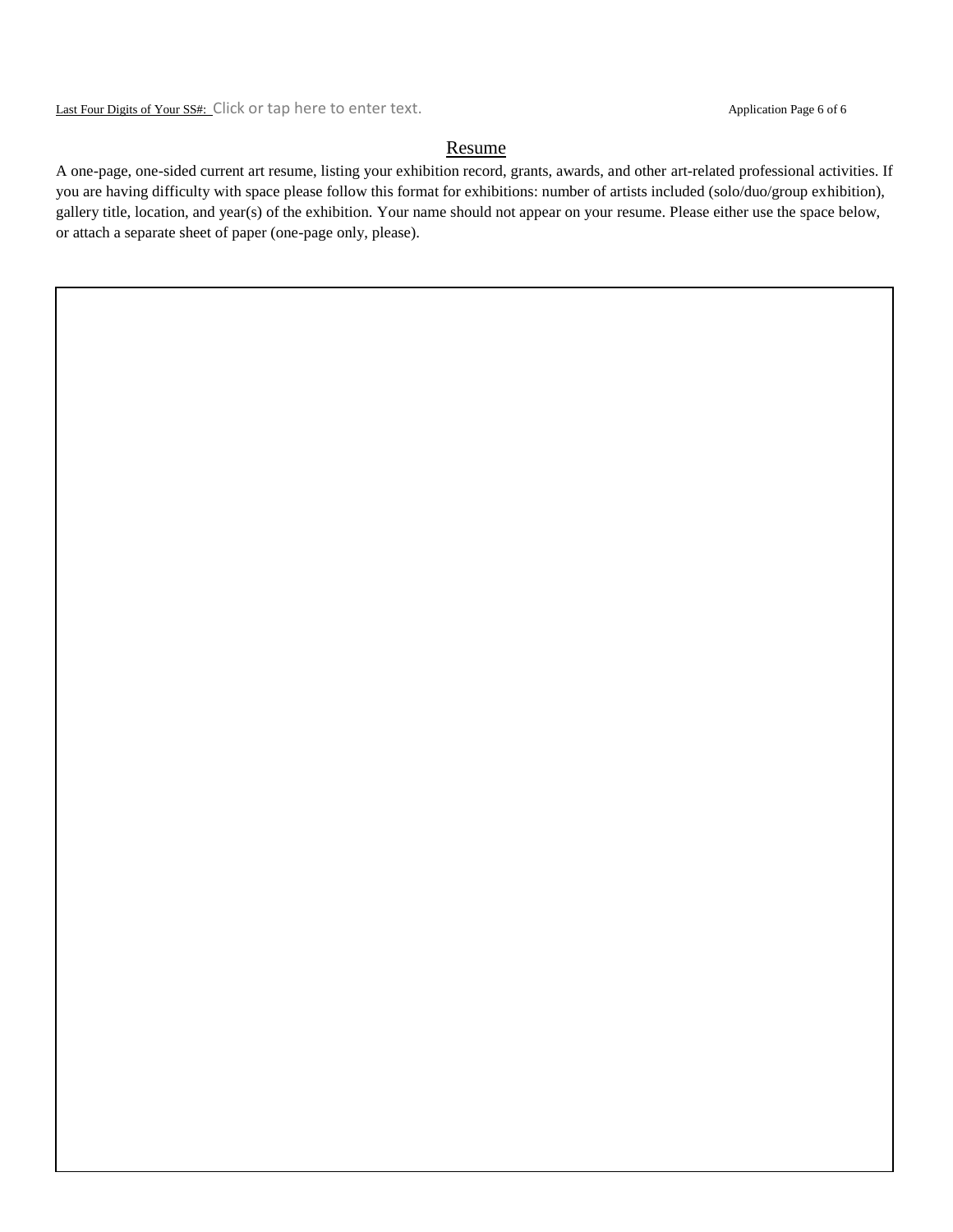Last Four Digits of Your SS#: Click or tap here to enter text.

## Resume

A one-page, one-sided current art resume, listing your exhibition record, grants, awards, and other art-related professional activities. If you are having difficulty with space please follow this format for exhibitions: number of artists included (solo/duo/group exhibition), gallery title, location, and year(s) of the exhibition. Your name should not appear on your resume. Please either use the space below, or attach a separate sheet of paper (one-page only, please).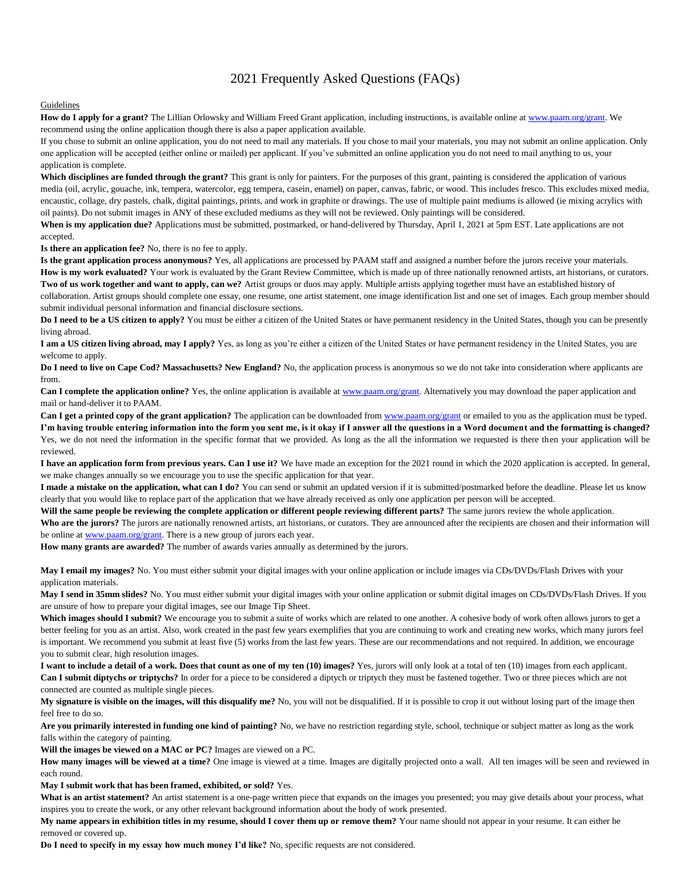# 2021 Frequently Asked Questions (FAQs)

Guidelines

**How do I apply for a grant?** The Lillian Orlowsky and William Freed Grant application, including instructions, is available online at www.paam.org/grant. We recommend using the online application though there is also a paper application available.

If you chose to submit an online application, you do not need to mail any materials. If you chose to mail your materials, you may not submit an online application. Only one application will be accepted (either online or mailed) per applicant. If you've submitted an online application you do not need to mail anything to us, your application is complete.

**Which disciplines are funded through the grant?** This grant is only for painters. For the purposes of this grant, painting is considered the application of various media (oil, acrylic, gouache, ink, tempera, watercolor, egg tempera, casein, enamel) on paper, canvas, fabric, or wood. This includes fresco. This excludes mixed media, encaustic, collage, dry pastels, chalk, digital paintings, prints, and work in graphite or drawings. The use of multiple paint mediums is allowed (ie mixing acrylics with oil paints). Do not submit images in ANY of these excluded mediums as they will not be reviewed. Only paintings will be considered.

**When is my application due?** Applications must be submitted, postmarked, or hand-delivered by Thursday, April 1, 2021 at 5pm EST. Late applications are not accepted.

**Is there an application fee?** No, there is no fee to apply.

**Is the grant application process anonymous?** Yes, all applications are processed by PAAM staff and assigned a number before the jurors receive your materials.

**How is my work evaluated?** Your work is evaluated by the Grant Review Committee, which is made up of three nationally renowned artists, art historians, or curators.

**Two of us work together and want to apply, can we?** Artist groups or duos may apply. Multiple artists applying together must have an established history of collaboration. Artist groups should complete one essay, one resume, one artist statement, one image identification list and one set of images. Each group member should submit individual personal information and financial disclosure sections.

**Do I need to be a US citizen to apply?** You must be either a citizen of the United States or have permanent residency in the United States, though you can be presently living abroad.

**I am a US citizen living abroad, may I apply?** Yes, as long as you're either a citizen of the United States or have permanent residency in the United States, you are welcome to apply.

**Do I need to live on Cape Cod? Massachusetts? New England?** No, the application process is anonymous so we do not take into consideration where applicants are from.

**Can I complete the application online?** Yes, the online application is available at www.paam.org/grant. Alternatively you may download the paper application and mail or hand-deliver it to PAAM.

**Can I get a printed copy of the grant application?** The application can be downloaded from www.paam.org/grant or emailed to you as the application must be typed.

**I'm having trouble entering information into the form you sent me, is it okay if I answer all the questions in a Word document and the formatting is changed?** Yes, we do not need the information in the specific format that we provided. As long as the all the information we requested is there then your application will be reviewed.

**I have an application form from previous years. Can I use it?** We have made an exception for the 2021 round in which the 2020 application is accepted. In general, we make changes annually so we encourage you to use the specific application for that year.

**I made a mistake on the application, what can I do?** You can send or submit an updated version if it is submitted/postmarked before the deadline. Please let us know clearly that you would like to replace part of the application that we have already received as only one application per person will be accepted.

**Will the same people be reviewing the complete application or different people reviewing different parts?** The same jurors review the whole application.

**Who are the jurors?** The jurors are nationally renowned artists, art historians, or curators. They are announced after the recipients are chosen and their information will be online at www.paam.org/grant. There is a new group of jurors each year.

**How many grants are awarded?** The number of awards varies annually as determined by the jurors.

**May I email my images?** No. You must either submit your digital images with your online application or include images via CDs/DVDs/Flash Drives with your application materials.

**May I send in 35mm slides?** No. You must either submit your digital images with your online application or submit digital images on CDs/DVDs/Flash Drives. If you are unsure of how to prepare your digital images, see our Image Tip Sheet.

**Which images should I submit?** We encourage you to submit a suite of works which are related to one another. A cohesive body of work often allows jurors to get a better feeling for you as an artist. Also, work created in the past few years exemplifies that you are continuing to work and creating new works, which many jurors feel is important. We recommend you submit at least five (5) works from the last few years. These are our recommendations and not required. In addition, we encourage you to submit clear, high resolution images.

**I want to include a detail of a work. Does that count as one of my ten (10) images?** Yes, jurors will only look at a total of ten (10) images from each applicant.

**Can I submit diptychs or triptychs?** In order for a piece to be considered a diptych or triptych they must be fastened together. Two or three pieces which are not connected are counted as multiple single pieces.

**My signature is visible on the images, will this disqualify me?** No, you will not be disqualified. If it is possible to crop it out without losing part of the image then feel free to do so.

**Are you primarily interested in funding one kind of painting?** No, we have no restriction regarding style, school, technique or subject matter as long as the work falls within the category of painting.

**Will the images be viewed on a MAC or PC?** Images are viewed on a PC.

**How many images will be viewed at a time?** One image is viewed at a time. Images are digitally projected onto a wall. All ten images will be seen and reviewed in each round.

**May I submit work that has been framed, exhibited, or sold?** Yes.

**What is an artist statement?** An artist statement is a one-page written piece that expands on the images you presented; you may give details about your process, what inspires you to create the work, or any other relevant background information about the body of work presented.

**My name appears in exhibition titles in my resume, should I cover them up or remove them?** Your name should not appear in your resume. It can either be removed or covered up.

**Do I need to specify in my essay how much money I'd like?** No, specific requests are not considered.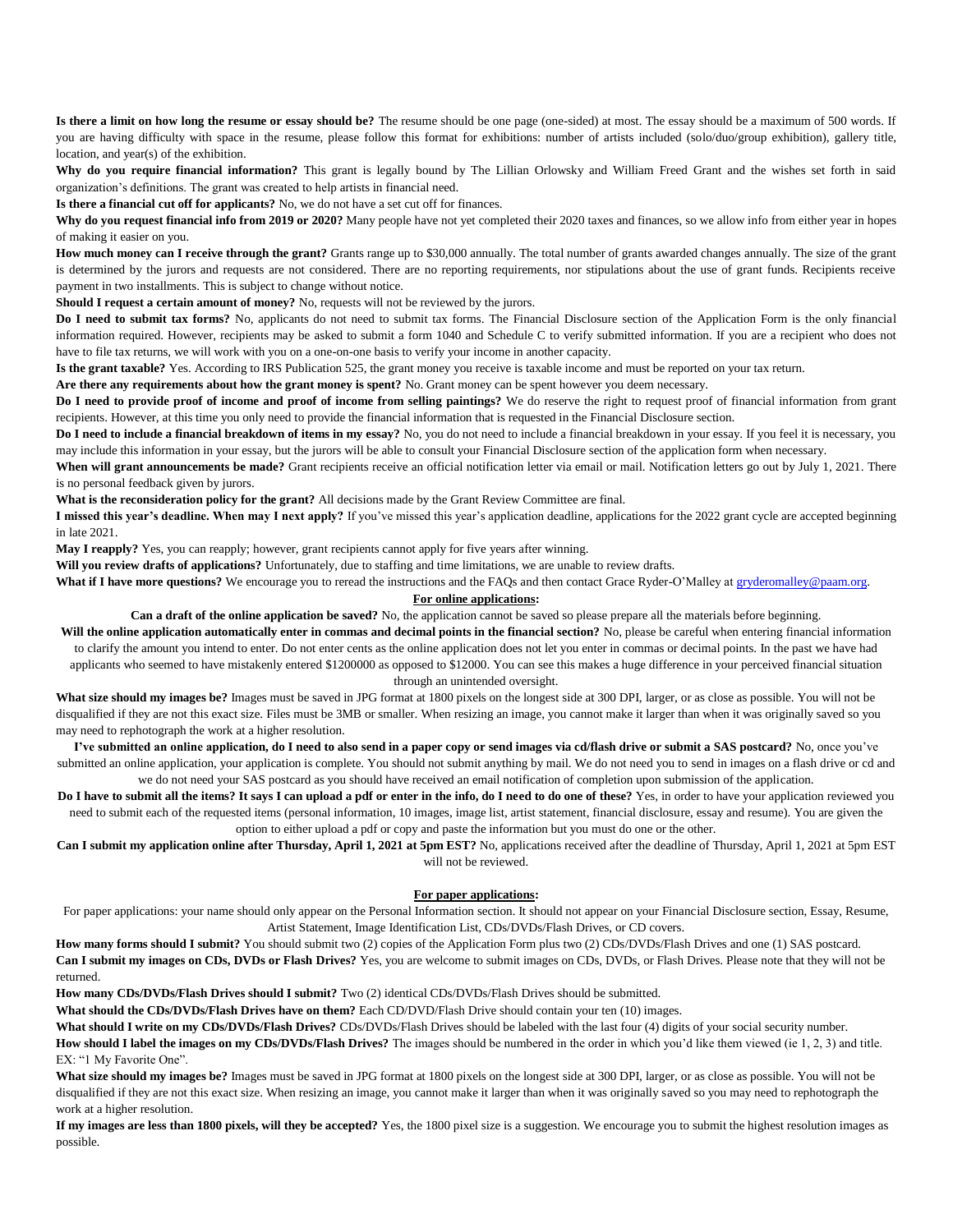**Is there a limit on how long the resume or essay should be?** The resume should be one page (one-sided) at most. The essay should be a maximum of 500 words. If you are having difficulty with space in the resume, please follow this format for exhibitions: number of artists included (solo/duo/group exhibition), gallery title, location, and year(s) of the exhibition.

**Why do you require financial information?** This grant is legally bound by The Lillian Orlowsky and William Freed Grant and the wishes set forth in said organization's definitions. The grant was created to help artists in financial need.

**Is there a financial cut off for applicants?** No, we do not have a set cut off for finances.

**Why do you request financial info from 2019 or 2020?** Many people have not yet completed their 2020 taxes and finances, so we allow info from either year in hopes of making it easier on you.

**How much money can I receive through the grant?** Grants range up to $30,000 annually. The total number of grants awarded changes annually. The size of the grant is determined by the jurors and requests are not considered. There are no reporting requirements, nor stipulations about the use of grant funds. Recipients receive payment in two installments. This is subject to change without notice.

**Should I request a certain amount of money?** No, requests will not be reviewed by the jurors.

**Do I need to submit tax forms?** No, applicants do not need to submit tax forms. The Financial Disclosure section of the Application Form is the only financial information required. However, recipients may be asked to submit a form 1040 and Schedule C to verify submitted information. If you are a recipient who does not have to file tax returns, we will work with you on a one-on-one basis to verify your income in another capacity.

**Is the grant taxable?** Yes. According to IRS Publication 525, the grant money you receive is taxable income and must be reported on your tax return.

**Are there any requirements about how the grant money is spent?** No. Grant money can be spent however you deem necessary.

**Do I need to provide proof of income and proof of income from selling paintings?** We do reserve the right to request proof of financial information from grant recipients. However, at this time you only need to provide the financial information that is requested in the Financial Disclosure section.

**Do I need to include a financial breakdown of items in my essay?** No, you do not need to include a financial breakdown in your essay. If you feel it is necessary, you may include this information in your essay, but the jurors will be able to consult your Financial Disclosure section of the application form when necessary.

**When will grant announcements be made?** Grant recipients receive an official notification letter via email or mail. Notification letters go out by July 1, 2021. There is no personal feedback given by jurors.

**What is the reconsideration policy for the grant?** All decisions made by the Grant Review Committee are final.

**I missed this year's deadline. When may I next apply?** If you've missed this year's application deadline, applications for the 2022 grant cycle are accepted beginning in late 2021.

**May I reapply?** Yes, you can reapply; however, grant recipients cannot apply for five years after winning.

**Will you review drafts of applications?** Unfortunately, due to staffing and time limitations, we are unable to review drafts.

**What if I have more questions?** We encourage you to reread the instructions and the FAQs and then contact Grace Ryder-O'Malley at gryderomalley@paam.org.

## For online applications:

**Can a draft of the online application be saved?** No, the application cannot be saved so please prepare all the materials before beginning.

**Will the online application automatically enter in commas and decimal points in the financial section?** No, please be careful when entering financial information to clarify the amount you intend to enter. Do not enter cents as the online application does not let you enter in commas or decimal points. In the past we have had applicants who seemed to have mistakenly entered $1200000 as opposed to $12000. You can see this makes a huge difference in your perceived financial situation through an unintended oversight.

**What size should my images be?** Images must be saved in JPG format at 1800 pixels on the longest side at 300 DPI, larger, or as close as possible. You will not be disqualified if they are not this exact size. Files must be 3MB or smaller. When resizing an image, you cannot make it larger than when it was originally saved so you may need to rephotograph the work at a higher resolution.

**I've submitted an online application, do I need to also send in a paper copy or send images via cd/flash drive or submit a SAS postcard?** No, once you've submitted an online application, your application is complete. You should not submit anything by mail. We do not need you to send in images on a flash drive or cd and we do not need your SAS postcard as you should have received an email notification of completion upon submission of the application.

**Do I have to submit all the items? It says I can upload a pdf or enter in the info, do I need to do one of these?** Yes, in order to have your application reviewed you need to submit each of the requested items (personal information, 10 images, image list, artist statement, financial disclosure, essay and resume). You are given the option to either upload a pdf or copy and paste the information but you must do one or the other.

**Can I submit my application online after Thursday, April 1, 2021 at 5pm EST?** No, applications received after the deadline of Thursday, April 1, 2021 at 5pm EST will not be reviewed.

## For paper applications:

For paper applications: your name should only appear on the Personal Information section. It should not appear on your Financial Disclosure section, Essay, Resume, Artist Statement, Image Identification List, CDs/DVDs/Flash Drives, or CD covers.

**How many forms should I submit?** You should submit two (2) copies of the Application Form plus two (2) CDs/DVDs/Flash Drives and one (1) SAS postcard.

**Can I submit my images on CDs, DVDs or Flash Drives?** Yes, you are welcome to submit images on CDs, DVDs, or Flash Drives. Please note that they will not be returned.

**How many CDs/DVDs/Flash Drives should I submit?** Two (2) identical CDs/DVDs/Flash Drives should be submitted.

**What should the CDs/DVDs/Flash Drives have on them?** Each CD/DVD/Flash Drive should contain your ten (10) images.

**What should I write on my CDs/DVDs/Flash Drives?** CDs/DVDs/Flash Drives should be labeled with the last four (4) digits of your social security number.

**How should I label the images on my CDs/DVDs/Flash Drives?** The images should be numbered in the order in which you'd like them viewed (ie 1, 2, 3) and title. EX: "1 My Favorite One".

**What size should my images be?** Images must be saved in JPG format at 1800 pixels on the longest side at 300 DPI, larger, or as close as possible. You will not be disqualified if they are not this exact size. When resizing an image, you cannot make it larger than when it was originally saved so you may need to rephotograph the work at a higher resolution.

**If my images are less than 1800 pixels, will they be accepted?** Yes, the 1800 pixel size is a suggestion. We encourage you to submit the highest resolution images as possible.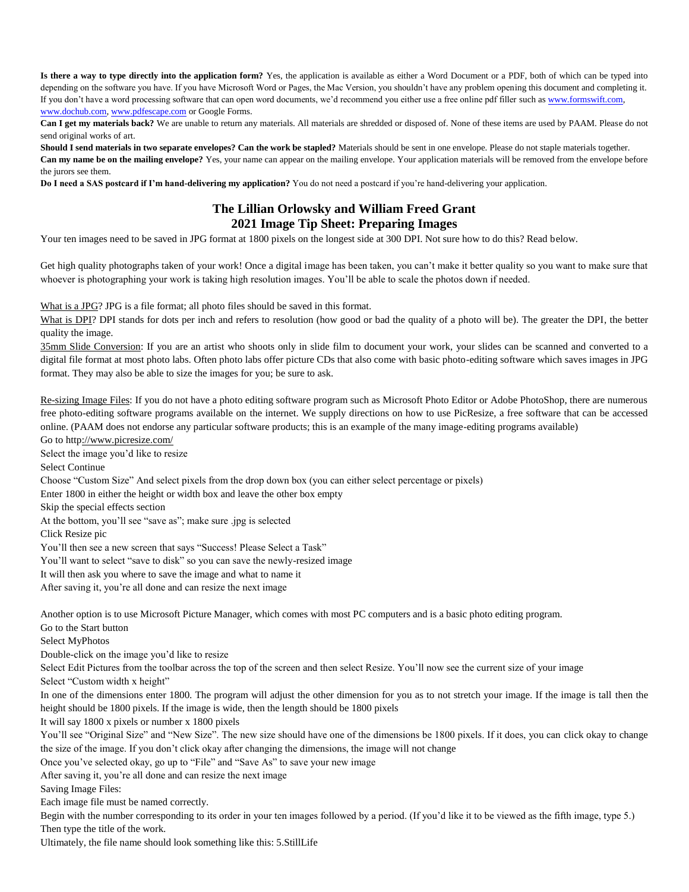**Is there a way to type directly into the application form?** Yes, the application is available as either a Word Document or a PDF, both of which can be typed into depending on the software you have. If you have Microsoft Word or Pages, the Mac Version, you shouldn't have any problem opening this document and completing it. If you don't have a word processing software that can open word documents, we'd recommend you either use a free online pdf filler such as www.formswift.com, www.dochub.com, www.pdfescape.com or Google Forms.

**Can I get my materials back?** We are unable to return any materials. All materials are shredded or disposed of. None of these items are used by PAAM. Please do not send original works of art.

**Should I send materials in two separate envelopes? Can the work be stapled?** Materials should be sent in one envelope. Please do not staple materials together.

**Can my name be on the mailing envelope?** Yes, your name can appear on the mailing envelope. Your application materials will be removed from the envelope before the jurors see them.

**Do I need a SAS postcard if I'm hand-delivering my application?** You do not need a postcard if you're hand-delivering your application.

## The Lillian Orlowsky and William Freed Grant
## 2021 Image Tip Sheet: Preparing Images

Your ten images need to be saved in JPG format at 1800 pixels on the longest side at 300 DPI. Not sure how to do this? Read below.

Get high quality photographs taken of your work! Once a digital image has been taken, you can't make it better quality so you want to make sure that whoever is photographing your work is taking high resolution images. You'll be able to scale the photos down if needed.

What is a JPG? JPG is a file format; all photo files should be saved in this format.

What is DPI? DPI stands for dots per inch and refers to resolution (how good or bad the quality of a photo will be). The greater the DPI, the better quality the image.

35mm Slide Conversion: If you are an artist who shoots only in slide film to document your work, your slides can be scanned and converted to a digital file format at most photo labs. Often photo labs offer picture CDs that also come with basic photo-editing software which saves images in JPG format. They may also be able to size the images for you; be sure to ask.

Re-sizing Image Files: If you do not have a photo editing software program such as Microsoft Photo Editor or Adobe PhotoShop, there are numerous free photo-editing software programs available on the internet. We supply directions on how to use PicResize, a free software that can be accessed online. (PAAM does not endorse any particular software products; this is an example of the many image-editing programs available)

Go to http://www.picresize.com/

Select the image you'd like to resize

Select Continue

Choose "Custom Size" And select pixels from the drop down box (you can either select percentage or pixels)

Enter 1800 in either the height or width box and leave the other box empty

Skip the special effects section

At the bottom, you'll see "save as"; make sure .jpg is selected

Click Resize pic

You'll then see a new screen that says "Success! Please Select a Task"

You'll want to select "save to disk" so you can save the newly-resized image

It will then ask you where to save the image and what to name it

After saving it, you're all done and can resize the next image

Another option is to use Microsoft Picture Manager, which comes with most PC computers and is a basic photo editing program.

Go to the Start button

Select MyPhotos

Double-click on the image you'd like to resize

Select Edit Pictures from the toolbar across the top of the screen and then select Resize. You'll now see the current size of your image

Select "Custom width x height"

In one of the dimensions enter 1800. The program will adjust the other dimension for you as to not stretch your image. If the image is tall then the height should be 1800 pixels. If the image is wide, then the length should be 1800 pixels

It will say 1800 x pixels or number x 1800 pixels

You'll see "Original Size" and "New Size". The new size should have one of the dimensions be 1800 pixels. If it does, you can click okay to change the size of the image. If you don't click okay after changing the dimensions, the image will not change

Once you've selected okay, go up to "File" and "Save As" to save your new image

After saving it, you're all done and can resize the next image

Saving Image Files:

Each image file must be named correctly.

Begin with the number corresponding to its order in your ten images followed by a period. (If you'd like it to be viewed as the fifth image, type 5.)

Then type the title of the work.

Ultimately, the file name should look something like this: 5.StillLife